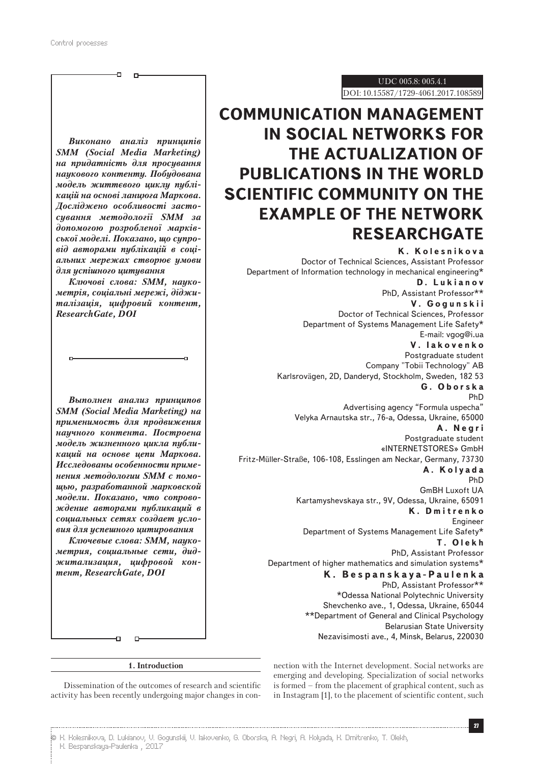UDC 005.8: 005.4.1

DOI: 10.15587/1729-4061.2017.108589

# COMMUNICATION MANAGEMENT IN SOCIAL NETWORKS FOR THE ACTUALIZATION OF PUBLICATIONS IN THE WORLD SCIENTIFIC COMMUNITY ON THE EXAMPLE OF THE NETWORK RESEARCHGATE

***Виконано аналіз принципів SMM (Social Media Marketing) на придатність для просування наукового контенту. Побудована модель життєвого циклу публікацій на основі ланцюга Маркова. Досліджено особливості застосування методології SMM за допомогою розробленої марківської моделі. Показано, що супровід авторами публікацій в соціальних мережах створює умови для успішного цитування***

***Ключові слова: SMM, наукометрія, соціальні мережі, діджиталізація, цифровий контент, ResearchGate, DOI***

***Выполнен анализ принципов SMM (Social Media Marketing) на применимость для продвижения научного контента. Построена модель жизненного цикла публикаций на основе цепи Маркова. Исследованы особенности применения методологии SMM с помощью, разработанной марковской модели. Показано, что сопровождение авторами публикаций в социальных сетях создает условия для успешного цитирования***

***Ключевые слова: SMM, наукометрия, социальные сети, диджитализация, цифровой контент, ResearchGate, DOI***

**K. Kolesnikova**
Doctor of Technical Sciences, Assistant Professor
Department of Information technology in mechanical engineering*

**D. Lukianov**
PhD, Assistant Professor**

**V. Gogunskii**
Doctor of Technical Sciences, Professor
Department of Systems Management Life Safety*
E-mail: vgog@i.ua

**V. Iakovenko**
Postgraduate student
Company "Tobii Technology" AB
Karlsrovägen, 2D, Danderyd, Stockholm, Sweden, 182 53

**G. Oborska**
PhD
Advertising agency "Formula uspecha"
Velyka Arnautska str., 76-a, Odessa, Ukraine, 65000

**A. Negri**
Postgraduate student
«INTERNETSTORES» GmbH
Fritz-Müller-Straße, 106-108, Esslingen am Neckar, Germany, 73730

**A. Kolyada**
PhD
GmBH Luxoft UA
Kartamyshevskaya str., 9V, Odessa, Ukraine, 65091

**K. Dmitrenko**
Engineer
Department of Systems Management Life Safety*

**T. Olekh**
PhD, Assistant Professor
Department of higher mathematics and simulation systems*

**K. Bespanskaya-Paulenka**
PhD, Assistant Professor**

*Odessa National Polytechnic University
Shevchenko ave., 1, Odessa, Ukraine, 65044

**Department of General and Clinical Psychology
Belarusian State University
Nezavisimosti ave., 4, Minsk, Belarus, 220030

## 1. Introduction

Dissemination of the outcomes of research and scientific activity has been recently undergoing major changes in connection with the Internet development. Social networks are emerging and developing. Specialization of social networks is formed – from the placement of graphical content, such as in Instagram [1], to the placement of scientific content, such

© K. Kolesnikova, D. Lukianov, V. Gogunskii, V. Iakovenko, G. Oborska, A. Negri, A. Kolyada, K. Dmitrenko, T. Olekh, K. Bespanskaya-Paulenka , 2017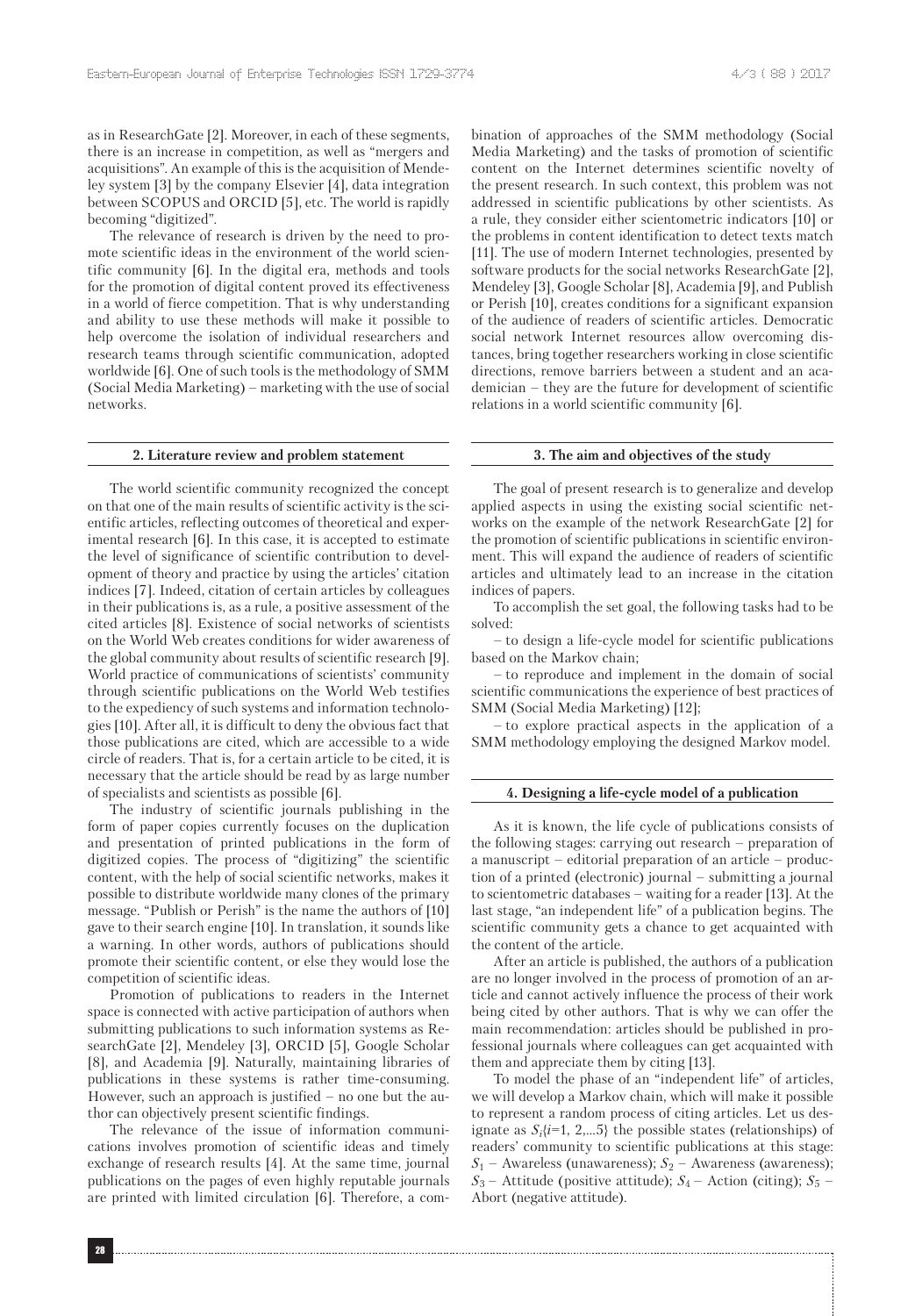as in ResearchGate [2]. Moreover, in each of these segments, there is an increase in competition, as well as "mergers and acquisitions". An example of this is the acquisition of Mendeley system [3] by the company Elsevier [4], data integration between SCOPUS and ORCID [5], etc. The world is rapidly becoming "digitized".

The relevance of research is driven by the need to promote scientific ideas in the environment of the world scientific community [6]. In the digital era, methods and tools for the promotion of digital content proved its effectiveness in a world of fierce competition. That is why understanding and ability to use these methods will make it possible to help overcome the isolation of individual researchers and research teams through scientific communication, adopted worldwide [6]. One of such tools is the methodology of SMM (Social Media Marketing) – marketing with the use of social networks.

## 2. Literature review and problem statement

The world scientific community recognized the concept on that one of the main results of scientific activity is the scientific articles, reflecting outcomes of theoretical and experimental research [6]. In this case, it is accepted to estimate the level of significance of scientific contribution to development of theory and practice by using the articles' citation indices [7]. Indeed, citation of certain articles by colleagues in their publications is, as a rule, a positive assessment of the cited articles [8]. Existence of social networks of scientists on the World Web creates conditions for wider awareness of the global community about results of scientific research [9]. World practice of communications of scientists' community through scientific publications on the World Web testifies to the expediency of such systems and information technologies [10]. After all, it is difficult to deny the obvious fact that those publications are cited, which are accessible to a wide circle of readers. That is, for a certain article to be cited, it is necessary that the article should be read by as large number of specialists and scientists as possible [6].

The industry of scientific journals publishing in the form of paper copies currently focuses on the duplication and presentation of printed publications in the form of digitized copies. The process of "digitizing" the scientific content, with the help of social scientific networks, makes it possible to distribute worldwide many clones of the primary message. "Publish or Perish" is the name the authors of [10] gave to their search engine [10]. In translation, it sounds like a warning. In other words, authors of publications should promote their scientific content, or else they would lose the competition of scientific ideas.

Promotion of publications to readers in the Internet space is connected with active participation of authors when submitting publications to such information systems as ResearchGate [2], Mendeley [3], ORCID [5], Google Scholar [8], and Academia [9]. Naturally, maintaining libraries of publications in these systems is rather time-consuming. However, such an approach is justified – no one but the author can objectively present scientific findings.

The relevance of the issue of information communications involves promotion of scientific ideas and timely exchange of research results [4]. At the same time, journal publications on the pages of even highly reputable journals are printed with limited circulation [6]. Therefore, a combination of approaches of the SMM methodology (Social Media Marketing) and the tasks of promotion of scientific content on the Internet determines scientific novelty of the present research. In such context, this problem was not addressed in scientific publications by other scientists. As a rule, they consider either scientometric indicators [10] or the problems in content identification to detect texts match [11]. The use of modern Internet technologies, presented by software products for the social networks ResearchGate [2], Mendeley [3], Google Scholar [8], Academia [9], and Publish or Perish [10], creates conditions for a significant expansion of the audience of readers of scientific articles. Democratic social network Internet resources allow overcoming distances, bring together researchers working in close scientific directions, remove barriers between a student and an academician – they are the future for development of scientific relations in a world scientific community [6].

## 3. The aim and objectives of the study

The goal of present research is to generalize and develop applied aspects in using the existing social scientific networks on the example of the network ResearchGate [2] for the promotion of scientific publications in scientific environment. This will expand the audience of readers of scientific articles and ultimately lead to an increase in the citation indices of papers.

To accomplish the set goal, the following tasks had to be solved:

– to design a life-cycle model for scientific publications based on the Markov chain;

– to reproduce and implement in the domain of social scientific communications the experience of best practices of SMM (Social Media Marketing) [12];

– to explore practical aspects in the application of a SMM methodology employing the designed Markov model.

## 4. Designing a life-cycle model of a publication

As it is known, the life cycle of publications consists of the following stages: carrying out research – preparation of a manuscript – editorial preparation of an article – production of a printed (electronic) journal – submitting a journal to scientometric databases – waiting for a reader [13]. At the last stage, "an independent life" of a publication begins. The scientific community gets a chance to get acquainted with the content of the article.

After an article is published, the authors of a publication are no longer involved in the process of promotion of an article and cannot actively influence the process of their work being cited by other authors. That is why we can offer the main recommendation: articles should be published in professional journals where colleagues can get acquainted with them and appreciate them by citing [13].

To model the phase of an "independent life" of articles, we will develop a Markov chain, which will make it possible to represent a random process of citing articles. Let us designate as $S_i\{i=1, 2,...5\}$ the possible states (relationships) of readers' community to scientific publications at this stage: $S_1$ – Awareless (unawareness); $S_2$ – Awareness (awareness); $S_3$ – Attitude (positive attitude); $S_4$ – Action (citing); $S_5$ – Abort (negative attitude).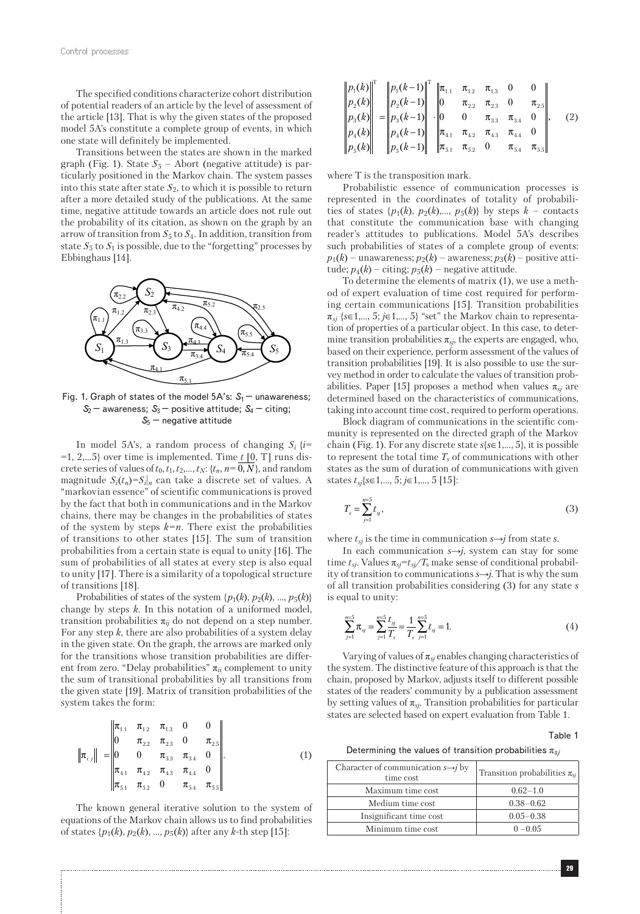The specified conditions characterize cohort distribution of potential readers of an article by the level of assessment of the article [13]. That is why the given states of the proposed model 5A's constitute a complete group of events, in which one state will definitely be implemented.

Transitions between the states are shown in the marked graph (Fig. 1). State $S_5$ – Abort (negative attitude) is particularly positioned in the Markov chain. The system passes into this state after state $S_2$, to which it is possible to return after a more detailed study of the publications. At the same time, negative attitude towards an article does not rule out the probability of its citation, as shown on the graph by an arrow of transition from $S_5$ to $S_4$. In addition, transition from state $S_5$ to $S_1$ is possible, due to the "forgetting" processes by Ebbinghaus [14].

Fig. 1. Graph of states of the model 5A's: $S_1$ – unawareness; $S_2$ – awareness; $S_3$ – positive attitude; $S_4$ – citing; $S_5$ – negative attitude

In model 5A's, a random process of changing $S_i$ {$i$=1, 2,...5} over time is implemented. Time $t$ [0, T] runs discrete series of values of $t_0, t_1, t_2,..., t_N$: {$t_n$, $n=\overline{0,N}$}, and random magnitude $S_i(t_n)=S_i|_n$ can take a discrete set of values. A "markovian essence" of scientific communications is proved by the fact that both in communications and in the Markov chains, there may be changes in the probabilities of states of the system by steps $k=n$. There exist the probabilities of transitions to other states [15]. The sum of transition probabilities from a certain state is equal to unity [16]. The sum of probabilities of all states at every step is also equal to unity [17]. There is a similarity of a topological structure of transitions [18].

Probabilities of states of the system {$p_1(k)$, $p_2(k)$, ..., $p_5(k)$} change by steps $k$. In this notation of a uniformed model, transition probabilities $\pi_{ij}$ do not depend on a step number. For any step $k$, there are also probabilities of a system delay in the given state. On the graph, the arrows are marked only for the transitions whose transition probabilities are different from zero. "Delay probabilities" $\pi_{ii}$ complement to unity the sum of transitional probabilities by all transitions from the given state [19]. Matrix of transition probabilities of the system takes the form:

$$\left\|\pi_{i,j}\right\| = \begin{Vmatrix} \pi_{1.1} & \pi_{1.2} & \pi_{1.3} & 0 & 0 \\ 0 & \pi_{2.2} & \pi_{2.3} & 0 & \pi_{2.5} \\ 0 & 0 & \pi_{3.3} & \pi_{3.4} & 0 \\ \pi_{4.1} & \pi_{4.2} & \pi_{4.3} & \pi_{4.4} & 0 \\ \pi_{5.1} & \pi_{5.2} & 0 & \pi_{5.4} & \pi_{5.5} \end{Vmatrix}. \quad (1)$$

The known general iterative solution to the system of equations of the Markov chain allows us to find probabilities of states {$p_1(k)$, $p_2(k)$, ..., $p_5(k)$} after any $k$-th step [15]:

$$\begin{Vmatrix} p_1(k) \\ p_2(k) \\ p_3(k) \\ p_4(k) \\ p_5(k) \end{Vmatrix}^{\mathrm{T}} = \begin{Vmatrix} p_1(k-1) \\ p_2(k-1) \\ p_3(k-1) \\ p_4(k-1) \\ p_5(k-1) \end{Vmatrix}^{\mathrm{T}} \cdot \begin{Vmatrix} \pi_{1.1} & \pi_{1.2} & \pi_{1.3} & 0 & 0 \\ 0 & \pi_{2.2} & \pi_{2.3} & 0 & \pi_{2.5} \\ 0 & 0 & \pi_{3.3} & \pi_{3.4} & 0 \\ \pi_{4.1} & \pi_{4.2} & \pi_{4.3} & \pi_{4.4} & 0 \\ \pi_{5.1} & \pi_{5.2} & 0 & \pi_{5.4} & \pi_{5.5} \end{Vmatrix}, \quad (2)$$

where T is the transposition mark.

Probabilistic essence of communication processes is represented in the coordinates of totality of probabilities of states {$p_1(k)$, $p_2(k)$,..., $p_5(k)$} by steps $k$ – contacts that constitute the communication base with changing reader's attitudes to publications. Model 5A's describes such probabilities of states of a complete group of events: $p_1(k)$ – unawareness; $p_2(k)$ – awareness; $p_3(k)$ – positive attitude; $p_4(k)$ – citing; $p_5(k)$ – negative attitude.

To determine the elements of matrix (1), we use a method of expert evaluation of time cost required for performing certain communications [15]. Transition probabilities $\pi_{sj}$ {$s$∈1,..., 5; $j$∈1,..., 5} "set" the Markov chain to representation of properties of a particular object. In this case, to determine transition probabilities $\pi_{sj}$, the experts are engaged, who, based on their experience, perform assessment of the values of transition probabilities [19]. It is also possible to use the survey method in order to calculate the values of transition probabilities. Paper [15] proposes a method when values $\pi_{sj}$ are determined based on the characteristics of communications, taking into account time cost, required to perform operations.

Block diagram of communications in the scientific community is represented on the directed graph of the Markov chain (Fig. 1). For any discrete state $s${$s$∈1,..., 5}, it is possible to represent the total time $T_s$ of communications with other states as the sum of duration of communications with given states $t_{sj}${$s$∈1,..., 5; $j$∈1,..., 5} [15]:

$$T_s = \sum_{j=1}^{n=5} t_{sj}, \quad (3)$$

where $t_{sj}$ is the time in communication $s \rightarrow j$ from state $s$.

In each communication $s \rightarrow j$, system can stay for some time $t_{sj}$. Values $\pi_{sj}=t_{sj}/T_s$ make sense of conditional probability of transition to communications $s \rightarrow j$. That is why the sum of all transition probabilities considering (3) for any state $s$ is equal to unity:

$$\sum_{j=1}^{n=5} \pi_{sj} = \sum_{j=1}^{n=5} \frac{t_{sj}}{T_s} = \frac{1}{T_s} \sum_{j=1}^{n=5} t_{sj} = 1. \quad (4)$$

Varying of values of $\pi_{sj}$ enables changing characteristics of the system. The distinctive feature of this approach is that the chain, proposed by Markov, adjusts itself to different possible states of the readers' community by a publication assessment by setting values of $\pi_{sj}$. Transition probabilities for particular states are selected based on expert evaluation from Table 1.

Table 1

Determining the values of transition probabilities $\pi_{sj}$

| Character of communication $s \rightarrow j$ by time cost | Transition probabilities $\pi_{sj}$ |
|---|---|
| Maximum time cost | 0.62–1.0 |
| Medium time cost | 0.38–0.62 |
| Insignificant time cost | 0.05–0.38 |
| Minimum time cost | 0 –0.05 |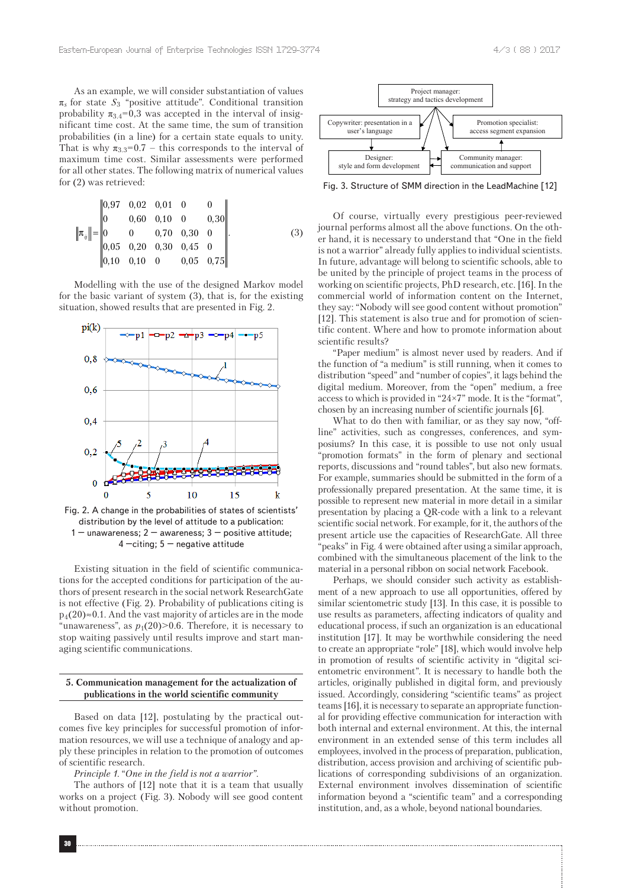As an example, we will consider substantiation of values $\pi_3$ for state $S_3$ "positive attitude". Conditional transition probability $\pi_{3.4}$=0,3 was accepted in the interval of insignificant time cost. At the same time, the sum of transition probabilities (in a line) for a certain state equals to unity. That is why $\pi_{3.3}$=0.7 – this corresponds to the interval of maximum time cost. Similar assessments were performed for all other states. The following matrix of numerical values for (2) was retrieved:

$$\left\|\pi_{ij}\right\| = \left\| \begin{matrix} 0{,}97 & 0{,}02 & 0{,}01 & 0 & 0 \\ 0 & 0{,}60 & 0{,}10 & 0 & 0{,}30 \\ 0 & 0 & 0{,}70 & 0{,}30 & 0 \\ 0{,}05 & 0{,}20 & 0{,}30 & 0{,}45 & 0 \\ 0{,}10 & 0{,}10 & 0 & 0{,}05 & 0{,}75 \end{matrix} \right\|. \quad (3)$$

Modelling with the use of the designed Markov model for the basic variant of system (3), that is, for the existing situation, showed results that are presented in Fig. 2.

Fig. 2. A change in the probabilities of states of scientists' distribution by the level of attitude to a publication: 1 — unawareness; 2 — awareness; 3 — positive attitude; 4 —citing; 5 — negative attitude

Existing situation in the field of scientific communications for the accepted conditions for participation of the authors of present research in the social network ResearchGate is not effective (Fig. 2). Probability of publications citing is $p_4(20)$≈0.1. And the vast majority of articles are in the mode "unawareness", as $p_1(20)$>0.6. Therefore, it is necessary to stop waiting passively until results improve and start managing scientific communications.

## 5. Communication management for the actualization of publications in the world scientific community

Based on data [12], postulating by the practical outcomes five key principles for successful promotion of information resources, we will use a technique of analogy and apply these principles in relation to the promotion of outcomes of scientific research.

*Principle 1. "One in the field is not a warrior".*

The authors of [12] note that it is a team that usually works on a project (Fig. 3). Nobody will see good content without promotion.

Fig. 3. Structure of SMM direction in the LeadMachine [12]

Of course, virtually every prestigious peer-reviewed journal performs almost all the above functions. On the other hand, it is necessary to understand that "One in the field is not a warrior" already fully applies to individual scientists. In future, advantage will belong to scientific schools, able to be united by the principle of project teams in the process of working on scientific projects, PhD research, etc. [16]. In the commercial world of information content on the Internet, they say: "Nobody will see good content without promotion" [12]. This statement is also true and for promotion of scientific content. Where and how to promote information about scientific results?

"Paper medium" is almost never used by readers. And if the function of "a medium" is still running, when it comes to distribution "speed" and "number of copies", it lags behind the digital medium. Moreover, from the "open" medium, a free access to which is provided in "24×7" mode. It is the "format", chosen by an increasing number of scientific journals [6].

What to do then with familiar, or as they say now, "offline" activities, such as congresses, conferences, and symposiums? In this case, it is possible to use not only usual "promotion formats" in the form of plenary and sectional reports, discussions and "round tables", but also new formats. For example, summaries should be submitted in the form of a professionally prepared presentation. At the same time, it is possible to represent new material in more detail in a similar presentation by placing a QR-code with a link to a relevant scientific social network. For example, for it, the authors of the present article use the capacities of ResearchGate. All three "peaks" in Fig. 4 were obtained after using a similar approach, combined with the simultaneous placement of the link to the material in a personal ribbon on social network Facebook.

Perhaps, we should consider such activity as establishment of a new approach to use all opportunities, offered by similar scientometric study [13]. In this case, it is possible to use results as parameters, affecting indicators of quality and educational process, if such an organization is an educational institution [17]. It may be worthwhile considering the need to create an appropriate "role" [18], which would involve help in promotion of results of scientific activity in "digital scientometric environment". It is necessary to handle both the articles, originally published in digital form, and previously issued. Accordingly, considering "scientific teams" as project teams [16], it is necessary to separate an appropriate functional for providing effective communication for interaction with both internal and external environment. At this, the internal environment in an extended sense of this term includes all employees, involved in the process of preparation, publication, distribution, access provision and archiving of scientific publications of corresponding subdivisions of an organization. External environment involves dissemination of scientific information beyond a "scientific team" and a corresponding institution, and, as a whole, beyond national boundaries.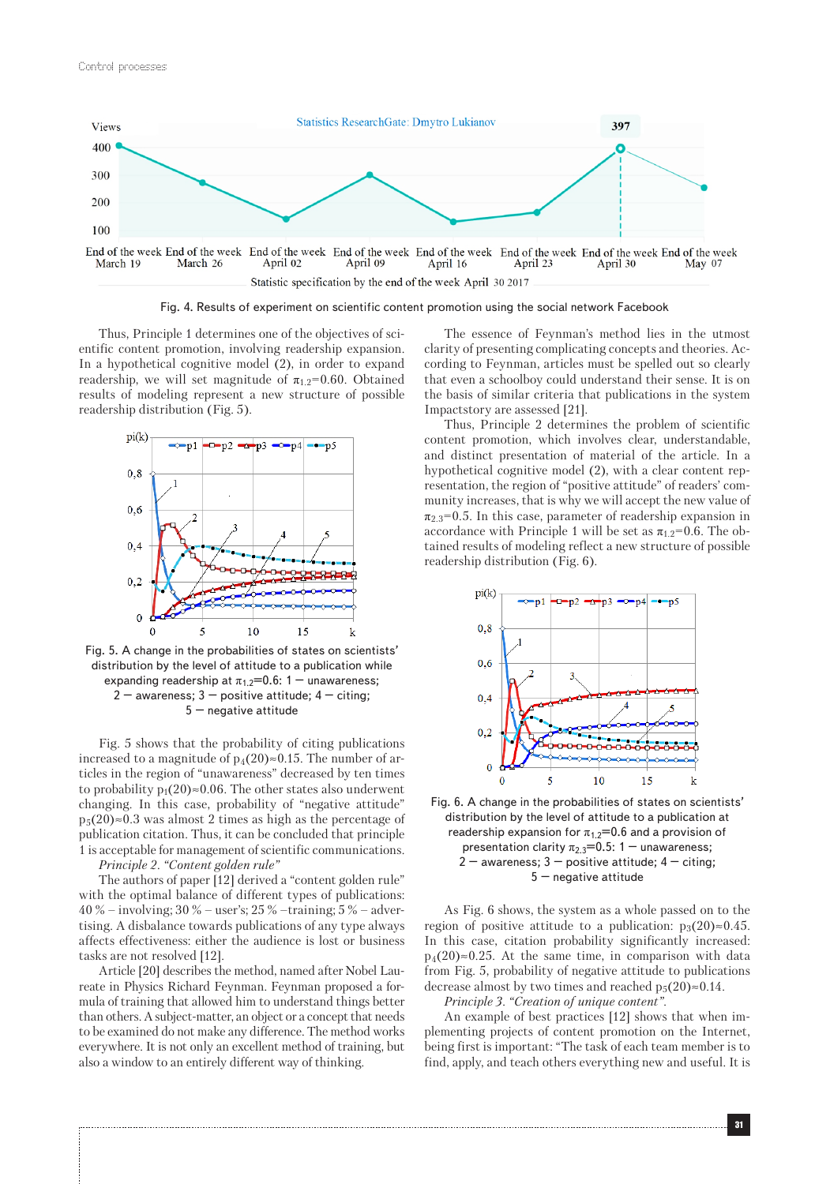Fig. 4. Results of experiment on scientific content promotion using the social network Facebook

Thus, Principle 1 determines one of the objectives of scientific content promotion, involving readership expansion. In a hypothetical cognitive model (2), in order to expand readership, we will set magnitude of $\pi_{1,2}$=0.60. Obtained results of modeling represent a new structure of possible readership distribution (Fig. 5).

Fig. 5. A change in the probabilities of states on scientists' distribution by the level of attitude to a publication while expanding readership at $\pi_{1,2}$=0.6: 1 — unawareness; 2 — awareness; 3 — positive attitude; 4 — citing; 5 — negative attitude

Fig. 5 shows that the probability of citing publications increased to a magnitude of $p_4(20)\approx0.15$. The number of articles in the region of "unawareness" decreased by ten times to probability $p_1(20)\approx0.06$. The other states also underwent changing. In this case, probability of "negative attitude" $p_5(20)\approx0.3$ was almost 2 times as high as the percentage of publication citation. Thus, it can be concluded that principle 1 is acceptable for management of scientific communications.

*Principle 2. "Content golden rule"*

The authors of paper [12] derived a "content golden rule" with the optimal balance of different types of publications: 40 % – involving; 30 % – user's; 25 % –training; 5 % – advertising. A disbalance towards publications of any type always affects effectiveness: either the audience is lost or business tasks are not resolved [12].

Article [20] describes the method, named after Nobel Laureate in Physics Richard Feynman. Feynman proposed a formula of training that allowed him to understand things better than others. A subject-matter, an object or a concept that needs to be examined do not make any difference. The method works everywhere. It is not only an excellent method of training, but also a window to an entirely different way of thinking.

The essence of Feynman's method lies in the utmost clarity of presenting complicating concepts and theories. According to Feynman, articles must be spelled out so clearly that even a schoolboy could understand their sense. It is on the basis of similar criteria that publications in the system Impactstory are assessed [21].

Thus, Principle 2 determines the problem of scientific content promotion, which involves clear, understandable, and distinct presentation of material of the article. In a hypothetical cognitive model (2), with a clear content representation, the region of "positive attitude" of readers' community increases, that is why we will accept the new value of $\pi_{2,3}$=0.5. In this case, parameter of readership expansion in accordance with Principle 1 will be set as $\pi_{1,2}$=0.6. The obtained results of modeling reflect a new structure of possible readership distribution (Fig. 6).

Fig. 6. A change in the probabilities of states on scientists' distribution by the level of attitude to a publication at readership expansion for $\pi_{1,2}$=0.6 and a provision of presentation clarity $\pi_{2,3}$=0.5: 1 — unawareness; 2 — awareness; 3 — positive attitude; 4 — citing; 5 — negative attitude

As Fig. 6 shows, the system as a whole passed on to the region of positive attitude to a publication: $p_3(20)\approx0.45$. In this case, citation probability significantly increased: $p_4(20)\approx0.25$. At the same time, in comparison with data from Fig. 5, probability of negative attitude to publications decrease almost by two times and reached $p_5(20)\approx0.14$.

*Principle 3. "Creation of unique content".*

An example of best practices [12] shows that when implementing projects of content promotion on the Internet, being first is important: "The task of each team member is to find, apply, and teach others everything new and useful. It is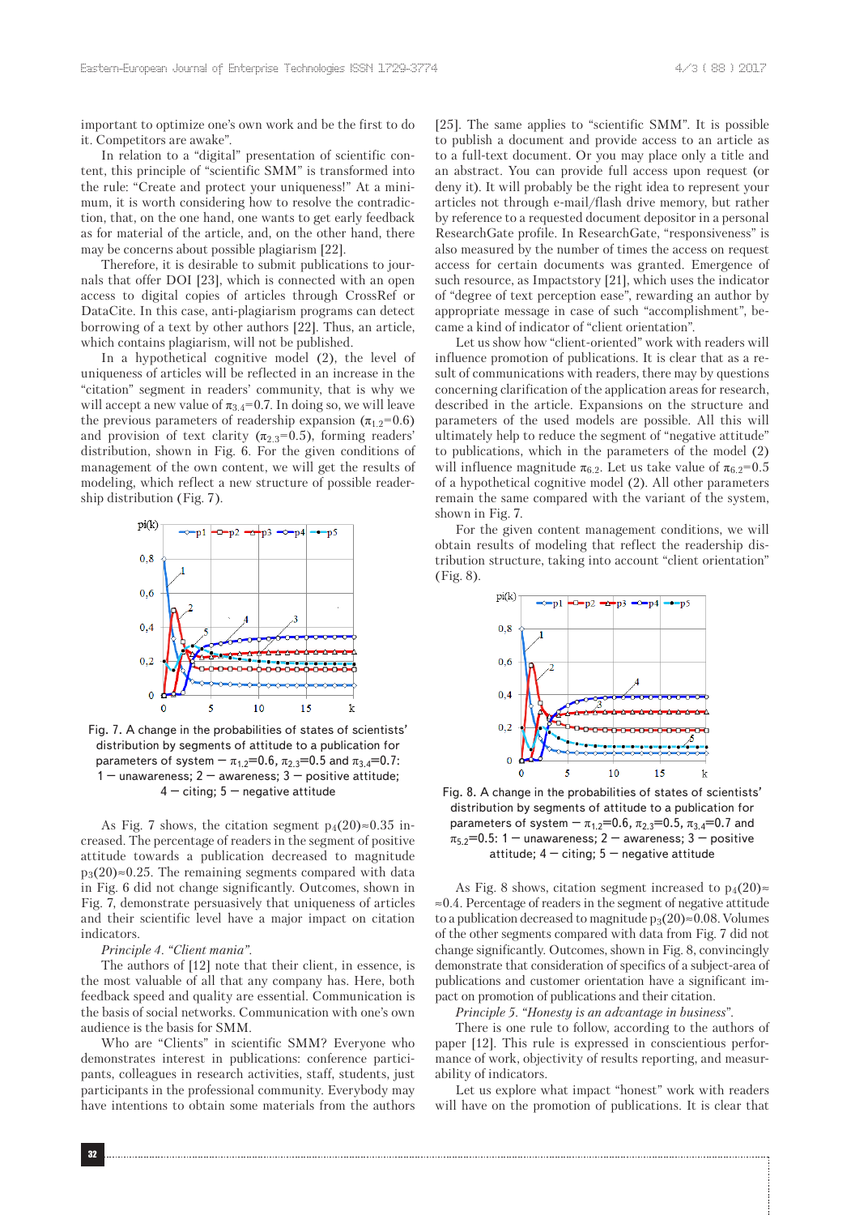important to optimize one's own work and be the first to do it. Competitors are awake".

In relation to a "digital" presentation of scientific content, this principle of "scientific SMM" is transformed into the rule: "Create and protect your uniqueness!" At a minimum, it is worth considering how to resolve the contradiction, that, on the one hand, one wants to get early feedback as for material of the article, and, on the other hand, there may be concerns about possible plagiarism [22].

Therefore, it is desirable to submit publications to journals that offer DOI [23], which is connected with an open access to digital copies of articles through CrossRef or DataCite. In this case, anti-plagiarism programs can detect borrowing of a text by other authors [22]. Thus, an article, which contains plagiarism, will not be published.

In a hypothetical cognitive model (2), the level of uniqueness of articles will be reflected in an increase in the "citation" segment in readers' community, that is why we will accept a new value of $\pi_{3,4}$=0.7. In doing so, we will leave the previous parameters of readership expansion ($\pi_{1,2}$=0.6) and provision of text clarity ($\pi_{2,3}$=0.5), forming readers' distribution, shown in Fig. 6. For the given conditions of management of the own content, we will get the results of modeling, which reflect a new structure of possible readership distribution (Fig. 7).

Fig. 7. A change in the probabilities of states of scientists' distribution by segments of attitude to a publication for parameters of system — $\pi_{1,2}$=0.6, $\pi_{2,3}$=0.5 and $\pi_{3,4}$=0.7: 1 — unawareness; 2 — awareness; 3 — positive attitude; 4 — citing; 5 — negative attitude

As Fig. 7 shows, the citation segment $p_4(20)\approx0.35$ increased. The percentage of readers in the segment of positive attitude towards a publication decreased to magnitude $p_3(20)\approx0.25$. The remaining segments compared with data in Fig. 6 did not change significantly. Outcomes, shown in Fig. 7, demonstrate persuasively that uniqueness of articles and their scientific level have a major impact on citation indicators.

*Principle 4. "Client mania".*

The authors of [12] note that their client, in essence, is the most valuable of all that any company has. Here, both feedback speed and quality are essential. Communication is the basis of social networks. Communication with one's own audience is the basis for SMM.

Who are "Clients" in scientific SMM? Everyone who demonstrates interest in publications: conference participants, colleagues in research activities, staff, students, just participants in the professional community. Everybody may have intentions to obtain some materials from the authors [25]. The same applies to "scientific SMM". It is possible to publish a document and provide access to an article as to a full-text document. Or you may place only a title and an abstract. You can provide full access upon request (or deny it). It will probably be the right idea to represent your articles not through e-mail/flash drive memory, but rather by reference to a requested document depositor in a personal ResearchGate profile. In ResearchGate, "responsiveness" is also measured by the number of times the access on request access for certain documents was granted. Emergence of such resource, as Impactstory [21], which uses the indicator of "degree of text perception ease", rewarding an author by appropriate message in case of such "accomplishment", became a kind of indicator of "client orientation".

Let us show how "client-oriented" work with readers will influence promotion of publications. It is clear that as a result of communications with readers, there may by questions concerning clarification of the application areas for research, described in the article. Expansions on the structure and parameters of the used models are possible. All this will ultimately help to reduce the segment of "negative attitude" to publications, which in the parameters of the model (2) will influence magnitude $\pi_{6,2}$. Let us take value of $\pi_{6,2}$=0.5 of a hypothetical cognitive model (2). All other parameters remain the same compared with the variant of the system, shown in Fig. 7.

For the given content management conditions, we will obtain results of modeling that reflect the readership distribution structure, taking into account "client orientation" (Fig. 8).

Fig. 8. A change in the probabilities of states of scientists' distribution by segments of attitude to a publication for parameters of system — $\pi_{1,2}$=0.6, $\pi_{2,3}$=0.5, $\pi_{3,4}$=0.7 and $\pi_{5,2}$=0.5: 1 — unawareness; 2 — awareness; 3 — positive attitude; 4 — citing; 5 — negative attitude

As Fig. 8 shows, citation segment increased to $p_4(20)\approx0.4$. Percentage of readers in the segment of negative attitude to a publication decreased to magnitude $p_3(20)\approx0.08$. Volumes of the other segments compared with data from Fig. 7 did not change significantly. Outcomes, shown in Fig. 8, convincingly demonstrate that consideration of specifics of a subject-area of publications and customer orientation have a significant impact on promotion of publications and their citation.

*Principle 5. "Honesty is an advantage in business".*

There is one rule to follow, according to the authors of paper [12]. This rule is expressed in conscientious performance of work, objectivity of results reporting, and measurability of indicators.

Let us explore what impact "honest" work with readers will have on the promotion of publications. It is clear that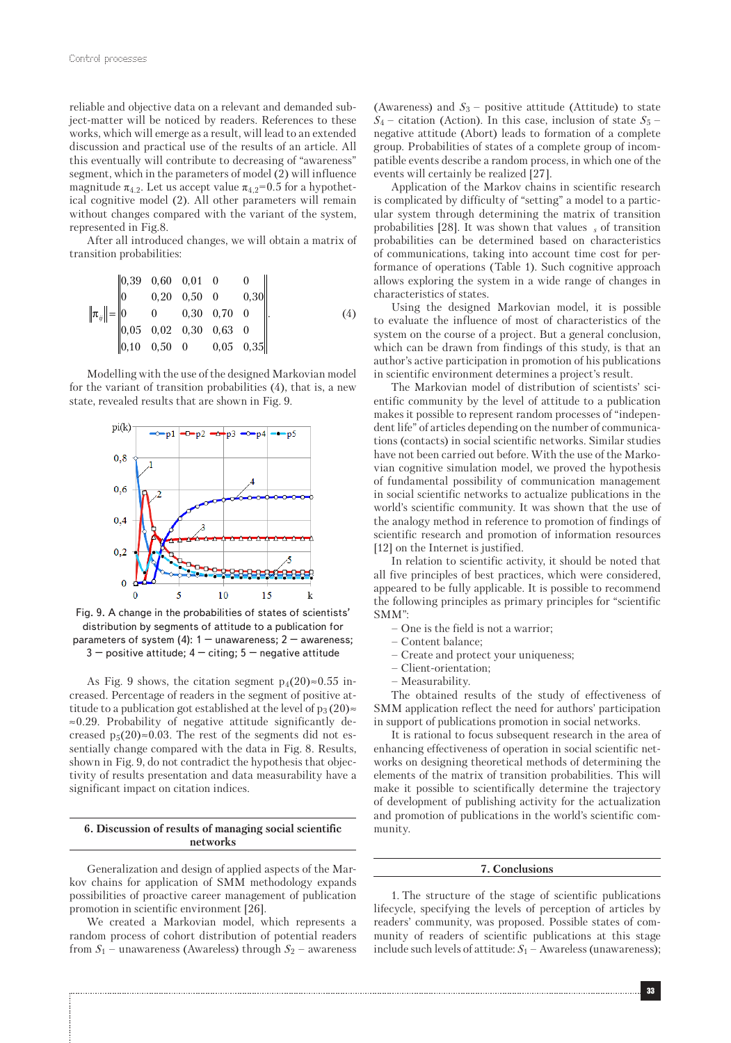reliable and objective data on a relevant and demanded subject-matter will be noticed by readers. References to these works, which will emerge as a result, will lead to an extended discussion and practical use of the results of an article. All this eventually will contribute to decreasing of "awareness" segment, which in the parameters of model (2) will influence magnitude $\pi_{4.2}$. Let us accept value $\pi_{4.2}$=0.5 for a hypothetical cognitive model (2). All other parameters will remain without changes compared with the variant of the system, represented in Fig. 8.

After all introduced changes, we will obtain a matrix of transition probabilities:

$$\left\|\pi_{ij}\right\| = \left\| \begin{matrix} 0,39 & 0,60 & 0,01 & 0 & 0 \\ 0 & 0,20 & 0,50 & 0 & 0,30 \\ 0 & 0 & 0,30 & 0,70 & 0 \\ 0,05 & 0,02 & 0,30 & 0,63 & 0 \\ 0,10 & 0,50 & 0 & 0,05 & 0,35 \end{matrix} \right\|. \quad (4)$$

Modelling with the use of the designed Markovian model for the variant of transition probabilities (4), that is, a new state, revealed results that are shown in Fig. 9.

Fig. 9. A change in the probabilities of states of scientists' distribution by segments of attitude to a publication for parameters of system (4): 1 — unawareness; 2 — awareness; 3 — positive attitude; 4 — citing; 5 — negative attitude

As Fig. 9 shows, the citation segment $p_4(20)\approx 0.55$ increased. Percentage of readers in the segment of positive attitude to a publication got established at the level of $p_3(20)\approx\approx 0.29$. Probability of negative attitude significantly decreased $p_5(20)\approx 0.03$. The rest of the segments did not essentially change compared with the data in Fig. 8. Results, shown in Fig. 9, do not contradict the hypothesis that objectivity of results presentation and data measurability have a significant impact on citation indices.

## 6. Discussion of results of managing social scientific networks

Generalization and design of applied aspects of the Markov chains for application of SMM methodology expands possibilities of proactive career management of publication promotion in scientific environment [26].

We created a Markovian model, which represents a random process of cohort distribution of potential readers from $S_1$ – unawareness (Awareless) through $S_2$ – awareness (Awareness) and $S_3$ – positive attitude (Attitude) to state $S_4$ – citation (Action). In this case, inclusion of state $S_5$ – negative attitude (Abort) leads to formation of a complete group. Probabilities of states of a complete group of incompatible events describe a random process, in which one of the events will certainly be realized [27].

Application of the Markov chains in scientific research is complicated by difficulty of "setting" a model to a particular system through determining the matrix of transition probabilities [28]. It was shown that values $_s$ of transition probabilities can be determined based on characteristics of communications, taking into account time cost for performance of operations (Table 1). Such cognitive approach allows exploring the system in a wide range of changes in characteristics of states.

Using the designed Markovian model, it is possible to evaluate the influence of most of characteristics of the system on the course of a project. But a general conclusion, which can be drawn from findings of this study, is that an author's active participation in promotion of his publications in scientific environment determines a project's result.

The Markovian model of distribution of scientists' scientific community by the level of attitude to a publication makes it possible to represent random processes of "independent life" of articles depending on the number of communications (contacts) in social scientific networks. Similar studies have not been carried out before. With the use of the Markovian cognitive simulation model, we proved the hypothesis of fundamental possibility of communication management in social scientific networks to actualize publications in the world's scientific community. It was shown that the use of the analogy method in reference to promotion of findings of scientific research and promotion of information resources [12] on the Internet is justified.

In relation to scientific activity, it should be noted that all five principles of best practices, which were considered, appeared to be fully applicable. It is possible to recommend the following principles as primary principles for "scientific SMM":

– One is the field is not a warrior;
– Content balance;
– Create and protect your uniqueness;
– Client-orientation;
– Measurability.

The obtained results of the study of effectiveness of SMM application reflect the need for authors' participation in support of publications promotion in social networks.

It is rational to focus subsequent research in the area of enhancing effectiveness of operation in social scientific networks on designing theoretical methods of determining the elements of the matrix of transition probabilities. This will make it possible to scientifically determine the trajectory of development of publishing activity for the actualization and promotion of publications in the world's scientific community.

## 7. Conclusions

1. The structure of the stage of scientific publications lifecycle, specifying the levels of perception of articles by readers' community, was proposed. Possible states of community of readers of scientific publications at this stage include such levels of attitude: $S_1$ – Awareless (unawareness);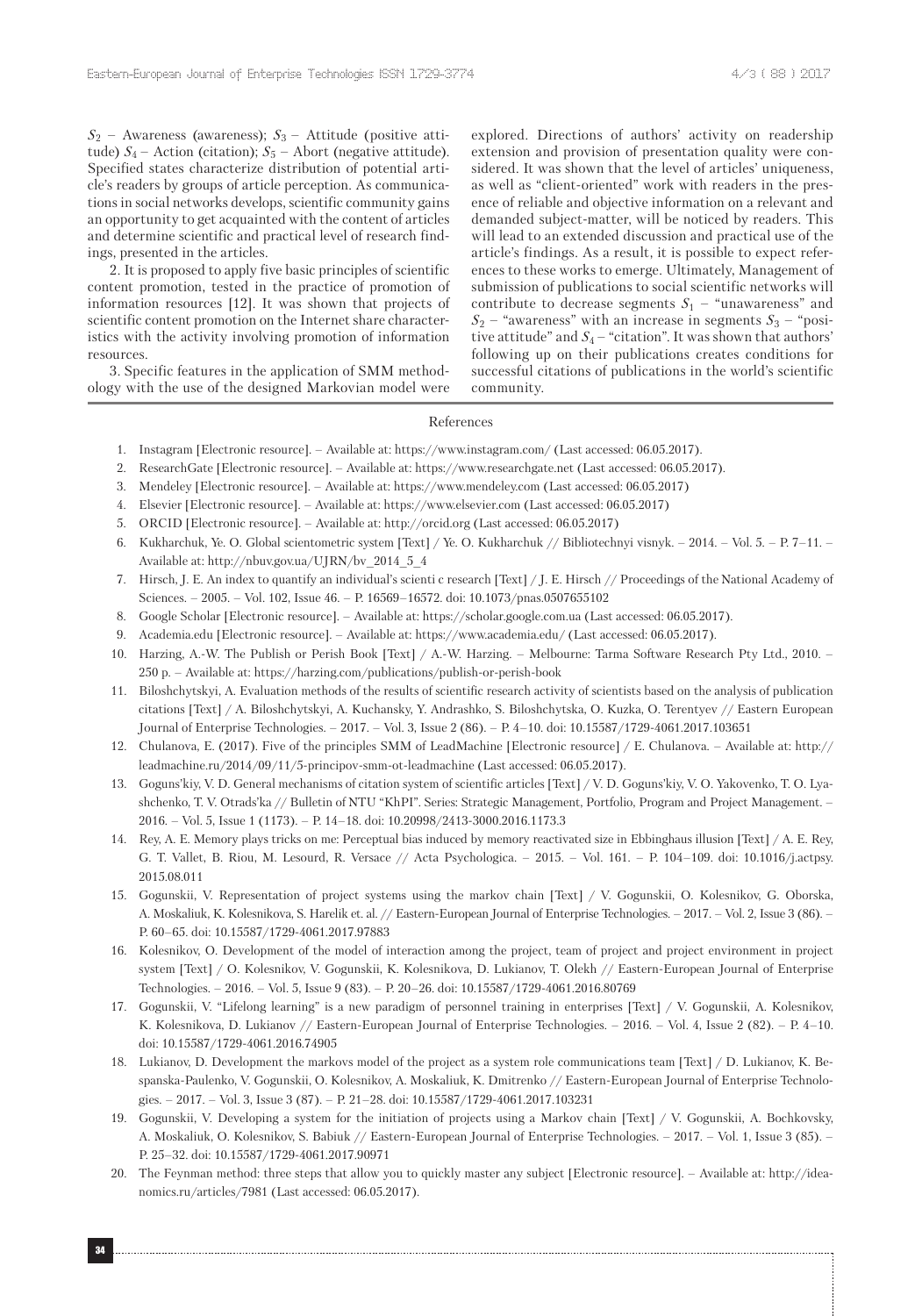$S_2$ – Awareness (awareness); $S_3$ – Attitude (positive attitude) $S_4$ – Action (citation); $S_5$ – Abort (negative attitude). Specified states characterize distribution of potential article's readers by groups of article perception. As communications in social networks develops, scientific community gains an opportunity to get acquainted with the content of articles and determine scientific and practical level of research findings, presented in the articles.

2. It is proposed to apply five basic principles of scientific content promotion, tested in the practice of promotion of information resources [12]. It was shown that projects of scientific content promotion on the Internet share characteristics with the activity involving promotion of information resources.

3. Specific features in the application of SMM methodology with the use of the designed Markovian model were explored. Directions of authors' activity on readership extension and provision of presentation quality were considered. It was shown that the level of articles' uniqueness, as well as "client-oriented" work with readers in the presence of reliable and objective information on a relevant and demanded subject-matter, will be noticed by readers. This will lead to an extended discussion and practical use of the article's findings. As a result, it is possible to expect references to these works to emerge. Ultimately, Management of submission of publications to social scientific networks will contribute to decrease segments $S_1$ – "unawareness" and $S_2$ – "awareness" with an increase in segments $S_3$ – "positive attitude" and $S_4$ – "citation". It was shown that authors' following up on their publications creates conditions for successful citations of publications in the world's scientific community.

## References

1. Instagram [Electronic resource]. – Available at: https://www.instagram.com/ (Last accessed: 06.05.2017).
2. ResearchGate [Electronic resource]. – Available at: https://www.researchgate.net (Last accessed: 06.05.2017).
3. Mendeley [Electronic resource]. – Available at: https://www.mendeley.com (Last accessed: 06.05.2017)
4. Elsevier [Electronic resource]. – Available at: https://www.elsevier.com (Last accessed: 06.05.2017)
5. ORCID [Electronic resource]. – Available at: http://orcid.org (Last accessed: 06.05.2017)
6. Kukharchuk, Ye. O. Global scientometric system [Text] / Ye. O. Kukharchuk // Bibliotechnyi visnyk. – 2014. – Vol. 5. – P. 7–11. – Available at: http://nbuv.gov.ua/UJRN/bv_2014_5_4
7. Hirsch, J. E. An index to quantify an individual's scienti c research [Text] / J. E. Hirsch // Proceedings of the National Academy of Sciences. – 2005. – Vol. 102, Issue 46. – P. 16569–16572. doi: 10.1073/pnas.0507655102
8. Google Scholar [Electronic resource]. – Available at: https://scholar.google.com.ua (Last accessed: 06.05.2017).
9. Academia.edu [Electronic resource]. – Available at: https://www.academia.edu/ (Last accessed: 06.05.2017).
10. Harzing, A.-W. The Publish or Perish Book [Text] / A.-W. Harzing. – Melbourne: Tarma Software Research Pty Ltd., 2010. – 250 p. – Available at: https://harzing.com/publications/publish-or-perish-book
11. Biloshchytskyi, A. Evaluation methods of the results of scientific research activity of scientists based on the analysis of publication citations [Text] / A. Biloshchytskyi, A. Kuchansky, Y. Andrashko, S. Biloshchytska, O. Kuzka, O. Terentyev // Eastern European Journal of Enterprise Technologies. – 2017. – Vol. 3, Issue 2 (86). – P. 4–10. doi: 10.15587/1729-4061.2017.103651
12. Chulanova, E. (2017). Five of the principles SMM of LeadMachine [Electronic resource] / E. Chulanova. – Available at: http://leadmachine.ru/2014/09/11/5-principov-smm-ot-leadmachine (Last accessed: 06.05.2017).
13. Goguns'kiy, V. D. General mechanisms of citation system of scientific articles [Text] / V. D. Goguns'kiy, V. O. Yakovenko, T. O. Lyashchenko, T. V. Otrads'ka // Bulletin of NTU "KhPI". Series: Strategic Management, Portfolio, Program and Project Management. – 2016. – Vol. 5, Issue 1 (1173). – P. 14–18. doi: 10.20998/2413-3000.2016.1173.3
14. Rey, A. E. Memory plays tricks on me: Perceptual bias induced by memory reactivated size in Ebbinghaus illusion [Text] / A. E. Rey, G. T. Vallet, B. Riou, M. Lesourd, R. Versace // Acta Psychologica. – 2015. – Vol. 161. – P. 104–109. doi: 10.1016/j.actpsy.2015.08.011
15. Gogunskii, V. Representation of project systems using the markov chain [Text] / V. Gogunskii, O. Kolesnikov, G. Oborska, A. Moskaliuk, K. Kolesnikova, S. Harelik et. al. // Eastern-European Journal of Enterprise Technologies. – 2017. – Vol. 2, Issue 3 (86). – P. 60–65. doi: 10.15587/1729-4061.2017.97883
16. Kolesnikov, O. Development of the model of interaction among the project, team of project and project environment in project system [Text] / O. Kolesnikov, V. Gogunskii, K. Kolesnikova, D. Lukianov, T. Olekh // Eastern-European Journal of Enterprise Technologies. – 2016. – Vol. 5, Issue 9 (83). – P. 20–26. doi: 10.15587/1729-4061.2016.80769
17. Gogunskii, V. "Lifelong learning" is a new paradigm of personnel training in enterprises [Text] / V. Gogunskii, A. Kolesnikov, K. Kolesnikova, D. Lukianov // Eastern-European Journal of Enterprise Technologies. – 2016. – Vol. 4, Issue 2 (82). – P. 4–10. doi: 10.15587/1729-4061.2016.74905
18. Lukianov, D. Development the markovs model of the project as a system role communications team [Text] / D. Lukianov, K. Bespanska-Paulenko, V. Gogunskii, O. Kolesnikov, A. Moskaliuk, K. Dmitrenko // Eastern-European Journal of Enterprise Technologies. – 2017. – Vol. 3, Issue 3 (87). – P. 21–28. doi: 10.15587/1729-4061.2017.103231
19. Gogunskii, V. Developing a system for the initiation of projects using a Markov chain [Text] / V. Gogunskii, A. Bochkovsky, A. Moskaliuk, O. Kolesnikov, S. Babiuk // Eastern-European Journal of Enterprise Technologies. – 2017. – Vol. 1, Issue 3 (85). – P. 25–32. doi: 10.15587/1729-4061.2017.90971
20. The Feynman method: three steps that allow you to quickly master any subject [Electronic resource]. – Available at: http://ideanomics.ru/articles/7981 (Last accessed: 06.05.2017).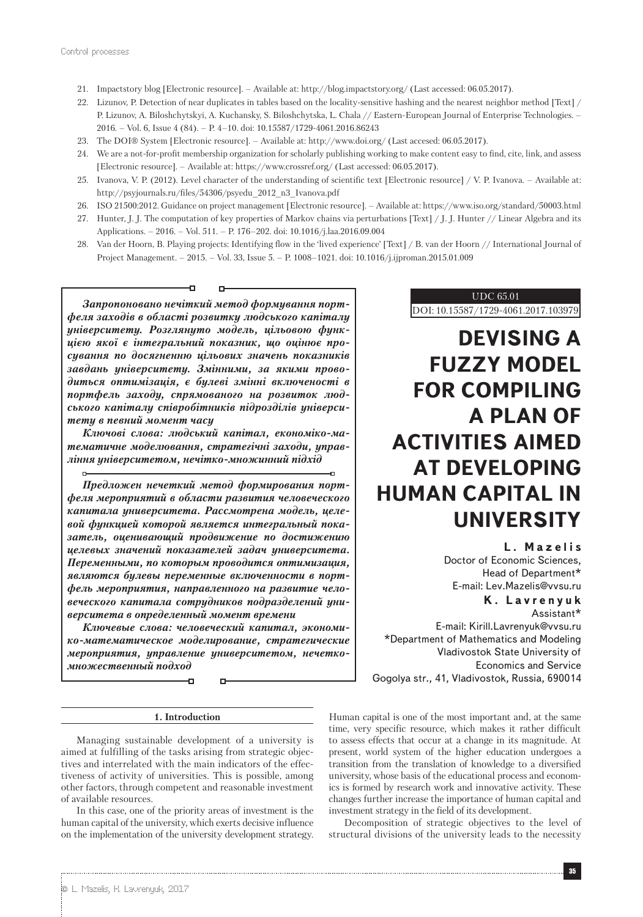21. Impactstory blog [Electronic resource]. – Available at: http://blog.impactstory.org/ (Last accessed: 06.05.2017).
22. Lizunov, P. Detection of near duplicates in tables based on the locality-sensitive hashing and the nearest neighbor method [Text] / P. Lizunov, A. Biloshchytskyi, A. Kuchansky, S. Biloshchytska, L. Chala // Eastern-European Journal of Enterprise Technologies. – 2016. – Vol. 6, Issue 4 (84). – P. 4–10. doi: 10.15587/1729-4061.2016.86243
23. The DOI® System [Electronic resource]. – Available at: http://www.doi.org/ (Last accesed: 06.05.2017).
24. We are a not-for-profit membership organization for scholarly publishing working to make content easy to find, cite, link, and assess [Electronic resource]. – Available at: https://www.crossref.org/ (Last accessed: 06.05.2017).
25. Ivanova, V. P. (2012). Level character of the understanding of scientific text [Electronic resource] / V. P. Ivanova. – Available at: http://psyjournals.ru/files/54306/psyedu_2012_n3_Ivanova.pdf
26. ISO 21500:2012. Guidance on project management [Electronic resource]. – Available at: https://www.iso.org/standard/50003.html
27. Hunter, J. J. The computation of key properties of Markov chains via perturbations [Text] / J. J. Hunter // Linear Algebra and its Applications. – 2016. – Vol. 511. – P. 176–202. doi: 10.1016/j.laa.2016.09.004
28. Van der Hoorn, B. Playing projects: Identifying flow in the 'lived experience' [Text] / B. van der Hoorn // International Journal of Project Management. – 2015. – Vol. 33, Issue 5. – P. 1008–1021. doi: 10.1016/j.ijproman.2015.01.009

UDC 65.01

DOI: 10.15587/1729-4061.2017.103979

# DEVISING A FUZZY MODEL FOR COMPILING A PLAN OF ACTIVITIES AIMED AT DEVELOPING HUMAN CAPITAL IN UNIVERSITY

**L. Mazelis**
Doctor of Economic Sciences, Head of Department*
E-mail: Lev.Mazelis@vvsu.ru

**K. Lavrenyuk**
Assistant*
E-mail: Kirill.Lavrenyuk@vvsu.ru

*Department of Mathematics and Modeling
Vladivostok State University of Economics and Service
Gogolya str., 41, Vladivostok, Russia, 690014

***Запропоновано нечіткий метод формування портфеля заходів в області розвитку людського капіталу університету. Розглянуто модель, цільовою функцією якої є інтегральний показник, що оцінює просування по досягненню цільових значень показників завдань університету. Змінними, за якими проводиться оптимізація, є булеві змінні включеності в портфель заходу, спрямованого на розвиток людського капіталу співробітників підрозділів університету в певний момент часу***

***Ключові слова: людський капітал, економіко-математичне моделювання, стратегічні заходи, управління університетом, нечітко-множинний підхід***

***Предложен нечеткий метод формирования портфеля мероприятий в области развития человеческого капитала университета. Рассмотрена модель, целевой функцией которой является интегральный показатель, оценивающий продвижение по достижению целевых значений показателей задач университета. Переменными, по которым проводится оптимизация, являются булевы переменные включенности в портфель мероприятия, направленного на развитие человеческого капитала сотрудников подразделений университета в определенный момент времени***

***Ключевые слова: человеческий капитал, экономико-математическое моделирование, стратегические мероприятия, управление университетом, нечеткомножественный подход***

## 1. Introduction

Managing sustainable development of a university is aimed at fulfilling of the tasks arising from strategic objectives and interrelated with the main indicators of the effectiveness of activity of universities. This is possible, among other factors, through competent and reasonable investment of available resources.

In this case, one of the priority areas of investment is the human capital of the university, which exerts decisive influence on the implementation of the university development strategy. Human capital is one of the most important and, at the same time, very specific resource, which makes it rather difficult to assess effects that occur at a change in its magnitude. At present, world system of the higher education undergoes a transition from the translation of knowledge to a diversified university, whose basis of the educational process and economics is formed by research work and innovative activity. These changes further increase the importance of human capital and investment strategy in the field of its development.

Decomposition of strategic objectives to the level of structural divisions of the university leads to the necessity

© L. Mazelis, K. Lavrenyuk, 2017